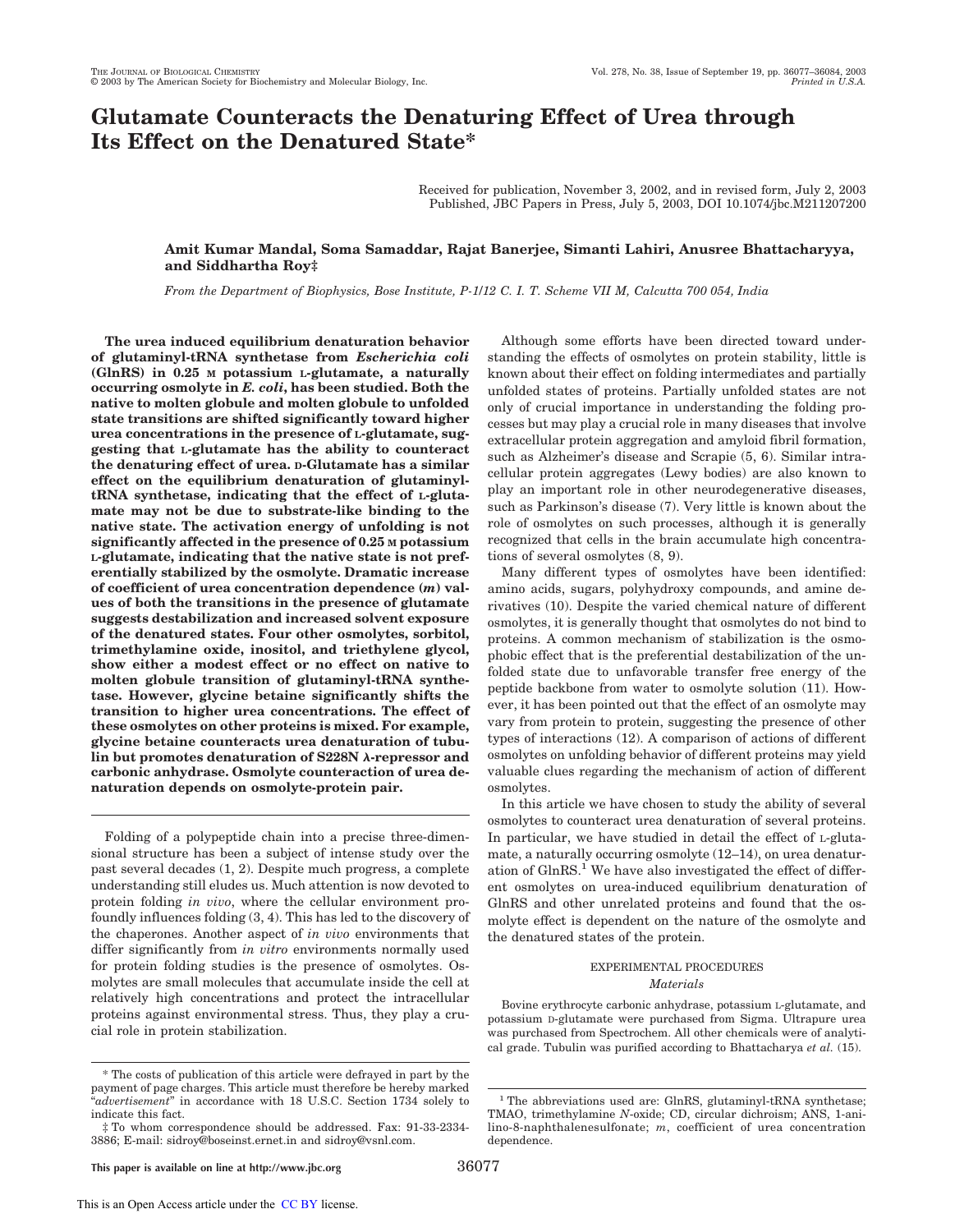# Glutamate Counteracts the Denaturing Effect of Urea through Its Effect on the Denatured State*

Received for publication, November 3, 2002, and in revised form, July 2, 2003
Published, JBC Papers in Press, July 5, 2003, DOI 10.1074/jbc.M211207200

**Amit Kumar Mandal, Soma Samaddar, Rajat Banerjee, Simanti Lahiri, Anusree Bhattacharyya, and Siddhartha Roy‡**

*From the Department of Biophysics, Bose Institute, P-1/12 C. I. T. Scheme VII M, Calcutta 700 054, India*

**The urea induced equilibrium denaturation behavior of glutaminyl-tRNA synthetase from *Escherichia coli* (GlnRS) in 0.25 M potassium L-glutamate, a naturally occurring osmolyte in *E. coli*, has been studied. Both the native to molten globule and molten globule to unfolded state transitions are shifted significantly toward higher urea concentrations in the presence of L-glutamate, suggesting that L-glutamate has the ability to counteract the denaturing effect of urea. D-Glutamate has a similar effect on the equilibrium denaturation of glutaminyl-tRNA synthetase, indicating that the effect of L-glutamate may not be due to substrate-like binding to the native state. The activation energy of unfolding is not significantly affected in the presence of 0.25 M potassium L-glutamate, indicating that the native state is not preferentially stabilized by the osmolyte. Dramatic increase of coefficient of urea concentration dependence (*m*) values of both the transitions in the presence of glutamate suggests destabilization and increased solvent exposure of the denatured states. Four other osmolytes, sorbitol, trimethylamine oxide, inositol, and triethylene glycol, show either a modest effect or no effect on native to molten globule transition of glutaminyl-tRNA synthetase. However, glycine betaine significantly shifts the transition to higher urea concentrations. The effect of these osmolytes on other proteins is mixed. For example, glycine betaine counteracts urea denaturation of tubulin but promotes denaturation of S228N λ-repressor and carbonic anhydrase. Osmolyte counteraction of urea denaturation depends on osmolyte-protein pair.**

Folding of a polypeptide chain into a precise three-dimensional structure has been a subject of intense study over the past several decades (1, 2). Despite much progress, a complete understanding still eludes us. Much attention is now devoted to protein folding *in vivo*, where the cellular environment profoundly influences folding (3, 4). This has led to the discovery of the chaperones. Another aspect of *in vivo* environments that differ significantly from *in vitro* environments normally used for protein folding studies is the presence of osmolytes. Osmolytes are small molecules that accumulate inside the cell at relatively high concentrations and protect the intracellular proteins against environmental stress. Thus, they play a crucial role in protein stabilization.

Although some efforts have been directed toward understanding the effects of osmolytes on protein stability, little is known about their effect on folding intermediates and partially unfolded states of proteins. Partially unfolded states are not only of crucial importance in understanding the folding processes but may play a crucial role in many diseases that involve extracellular protein aggregation and amyloid fibril formation, such as Alzheimer's disease and Scrapie (5, 6). Similar intracellular protein aggregates (Lewy bodies) are also known to play an important role in other neurodegenerative diseases, such as Parkinson's disease (7). Very little is known about the role of osmolytes on such processes, although it is generally recognized that cells in the brain accumulate high concentrations of several osmolytes (8, 9).

Many different types of osmolytes have been identified: amino acids, sugars, polyhydroxy compounds, and amine derivatives (10). Despite the varied chemical nature of different osmolytes, it is generally thought that osmolytes do not bind to proteins. A common mechanism of stabilization is the osmophobic effect that is the preferential destabilization of the unfolded state due to unfavorable transfer free energy of the peptide backbone from water to osmolyte solution (11). However, it has been pointed out that the effect of an osmolyte may vary from protein to protein, suggesting the presence of other types of interactions (12). A comparison of actions of different osmolytes on unfolding behavior of different proteins may yield valuable clues regarding the mechanism of action of different osmolytes.

In this article we have chosen to study the ability of several osmolytes to counteract urea denaturation of several proteins. In particular, we have studied in detail the effect of L-glutamate, a naturally occurring osmolyte (12–14), on urea denaturation of GlnRS.[1] We have also investigated the effect of different osmolytes on urea-induced equilibrium denaturation of GlnRS and other unrelated proteins and found that the osmolyte effect is dependent on the nature of the osmolyte and the denatured states of the protein.

## EXPERIMENTAL PROCEDURES

### *Materials*

Bovine erythrocyte carbonic anhydrase, potassium L-glutamate, and potassium D-glutamate were purchased from Sigma. Ultrapure urea was purchased from Spectrochem. All other chemicals were of analytical grade. Tubulin was purified according to Bhattacharya *et al.* (15).

* The costs of publication of this article were defrayed in part by the payment of page charges. This article must therefore be hereby marked "*advertisement*" in accordance with 18 U.S.C. Section 1734 solely to indicate this fact.

‡ To whom correspondence should be addressed. Fax: 91-33-2334-3886; E-mail: sidroy@boseinst.ernet.in and sidroy@vsnl.com.

[1] The abbreviations used are: GlnRS, glutaminyl-tRNA synthetase; TMAO, trimethylamine *N*-oxide; CD, circular dichroism; ANS, 1-anilino-8-naphthalenesulfonate; *m*, coefficient of urea concentration dependence.

This paper is available on line at http://www.jbc.org

This is an Open Access article under the CC BY license.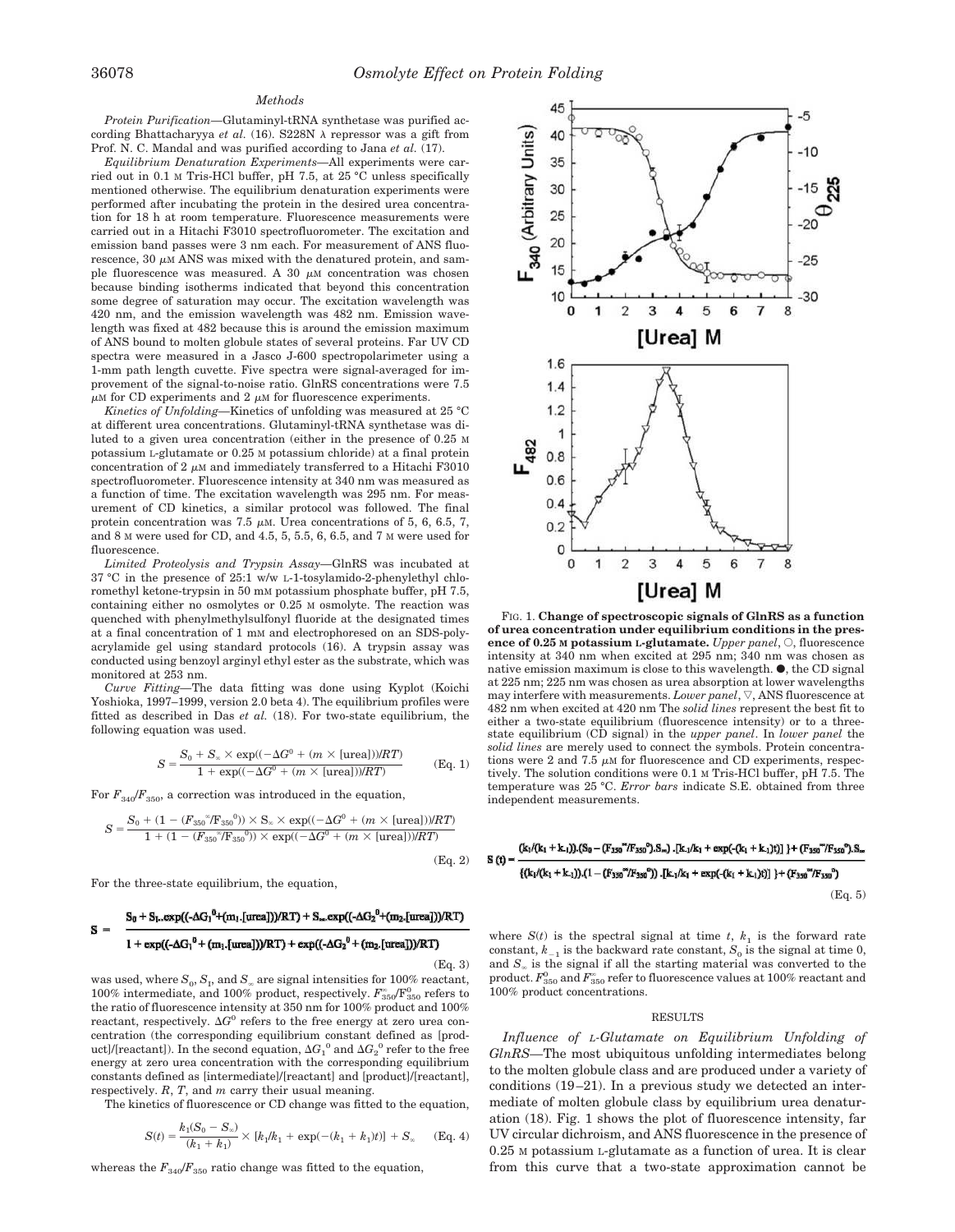### Methods

*Protein Purification*—Glutaminyl-tRNA synthetase was purified according Bhattacharyya *et al.* (16). S228N λ repressor was a gift from Prof. N. C. Mandal and was purified according to Jana *et al.* (17).

*Equilibrium Denaturation Experiments*—All experiments were carried out in 0.1 M Tris-HCl buffer, pH 7.5, at 25 °C unless specifically mentioned otherwise. The equilibrium denaturation experiments were performed after incubating the protein in the desired urea concentration for 18 h at room temperature. Fluorescence measurements were carried out in a Hitachi F3010 spectrofluorometer. The excitation and emission band passes were 3 nm each. For measurement of ANS fluorescence, 30 μM ANS was mixed with the denatured protein, and sample fluorescence was measured. A 30 μM concentration was chosen because binding isotherms indicated that beyond this concentration some degree of saturation may occur. The excitation wavelength was 420 nm, and the emission wavelength was 482 nm. Emission wavelength was fixed at 482 because this is around the emission maximum of ANS bound to molten globule states of several proteins. Far UV CD spectra were measured in a Jasco J-600 spectropolarimeter using a 1-mm path length cuvette. Five spectra were signal-averaged for improvement of the signal-to-noise ratio. GlnRS concentrations were 7.5 μM for CD experiments and 2 μM for fluorescence experiments.

*Kinetics of Unfolding*—Kinetics of unfolding was measured at 25 °C at different urea concentrations. Glutaminyl-tRNA synthetase was diluted to a given urea concentration (either in the presence of 0.25 M potassium L-glutamate or 0.25 M potassium chloride) at a final protein concentration of 2 μM and immediately transferred to a Hitachi F3010 spectrofluorometer. Fluorescence intensity at 340 nm was measured as a function of time. The excitation wavelength was 295 nm. For measurement of CD kinetics, a similar protocol was followed. The final protein concentration was 7.5 μM. Urea concentrations of 5, 6, 6.5, 7, and 8 M were used for CD, and 4.5, 5, 5.5, 6, 6.5, and 7 M were used for fluorescence.

*Limited Proteolysis and Trypsin Assay*—GlnRS was incubated at 37 °C in the presence of 25:1 w/w L-1-tosylamido-2-phenylethyl chloromethyl ketone-trypsin in 50 mM potassium phosphate buffer, pH 7.5, containing either no osmolytes or 0.25 M osmolyte. The reaction was quenched with phenylmethylsulfonyl fluoride at the designated times at a final concentration of 1 mM and electrophoresed on an SDS-polyacrylamide gel using standard protocols (16). A trypsin assay was conducted using benzoyl arginyl ethyl ester as the substrate, which was monitored at 253 nm.

*Curve Fitting*—The data fitting was done using Kyplot (Koichi Yoshioka, 1997–1999, version 2.0 beta 4). The equilibrium profiles were fitted as described in Das *et al.* (18). For two-state equilibrium, the following equation was used.

$$S = \frac{S_0 + S_\infty \times \exp((-\Delta G^0 + (m \times [\text{urea}]))/RT)}{1 + \exp((-\Delta G^0 + (m \times [\text{urea}]))/RT)} \qquad \text{(Eq. 1)}$$

For $F_{340}/F_{350}$, a correction was introduced in the equation,

$$S = \frac{S_0 + (1 - (F_{350}^{\infty}/F_{350}^{0})) \times S_\infty \times \exp((-\Delta G^0 + (m \times [\text{urea}]))/RT)}{1 + (1 - (F_{350}^{\infty}/F_{350}^{0})) \times \exp((-\Delta G^0 + (m \times [\text{urea}]))/RT)} \qquad \text{(Eq. 2)}$$

For the three-state equilibrium, the equation,

$$S = \frac{S_0 + S_I.\exp((-\Delta G_1^0 + (m_1.[\text{urea}]))/RT) + S_\infty.\exp((-\Delta G_2^0 + (m_2.[\text{urea}]))/RT)}{1 + \exp((-\Delta G_1^0 + (m_1.[\text{urea}]))/RT) + \exp((-\Delta G_2^0 + (m_2.[\text{urea}]))/RT)} \qquad \text{(Eq. 3)}$$

was used, where $S_0$, $S_I$, and $S_\infty$ are signal intensities for 100% reactant, 100% intermediate, and 100% product, respectively. $F_{350}^{\infty}/F_{350}^{0}$ refers to the ratio of fluorescence intensity at 350 nm for 100% product and 100% reactant, respectively. $\Delta G^0$ refers to the free energy at zero urea concentration (the corresponding equilibrium constant defined as [product]/[reactant]). In the second equation, $\Delta G_1^0$ and $\Delta G_2^0$ refer to the free energy at zero urea concentration with the corresponding equilibrium constants defined as [intermediate]/[reactant] and [product]/[reactant], respectively. $R$, $T$, and $m$ carry their usual meaning.

The kinetics of fluorescence or CD change was fitted to the equation,

$$S(t) = \frac{k_1(S_0 - S_\infty)}{(k_1 + k_1)} \times [k_l/k_1 + \exp(-(k_1 + k_1)t)] + S_\infty \qquad \text{(Eq. 4)}$$

whereas the $F_{340}/F_{350}$ ratio change was fitted to the equation,

F₃₄₀ (Arbitrary Units)
θ₂₂₅
[Urea] M
F₄₈₂
[Urea] M

FIG. 1. **Change of spectroscopic signals of GlnRS as a function of urea concentration under equilibrium conditions in the presence of 0.25 M potassium L-glutamate.** *Upper panel*, ○, fluorescence intensity at 340 nm when excited at 295 nm; 340 nm was chosen as native emission maximum is close to this wavelength. ●, the CD signal at 225 nm; 225 nm was chosen as urea absorption at lower wavelengths may interfere with measurements. *Lower panel*, ▽, ANS fluorescence at 482 nm when excited at 420 nm The *solid lines* represent the best fit to either a two-state equilibrium (fluorescence intensity) or to a three-state equilibrium (CD signal) in the *upper panel*. In *lower panel* the *solid lines* are merely used to connect the symbols. Protein concentrations were 2 and 7.5 μM for fluorescence and CD experiments, respectively. The solution conditions were 0.1 M Tris-HCl buffer, pH 7.5. The temperature was 25 °C. *Error bars* indicate S.E. obtained from three independent measurements.

$$S(t) = \frac{(k_1/(k_1 + k_{-1})).(S_0 - (F_{350}^{\infty}/F_{350}^{0}).S_\infty).[k_{-1}/k_1 + \exp(-(k_1 + k_{-1})t)] + (F_{350}^{\infty}/F_{350}^{0}).S_\infty}{\{(k_1/(k_1 + k_{-1})).(1 - (F_{350}^{\infty}/F_{350}^{0})).[k_{-1}/k_1 + \exp(-(k_1 + k_{-1})t)]\} + (F_{350}^{\infty}/F_{350}^{0})} \qquad \text{(Eq. 5)}$$

where $S(t)$ is the spectral signal at time $t$, $k_1$ is the forward rate constant, $k_{-1}$ is the backward rate constant, $S_0$ is the signal at time 0, and $S_\infty$ is the signal if all the starting material was converted to the product. $F_{350}^{0}$ and $F_{350}^{\infty}$ refer to fluorescence values at 100% reactant and 100% product concentrations.

## RESULTS

*Influence of L-Glutamate on Equilibrium Unfolding of GlnRS*—The most ubiquitous unfolding intermediates belong to the molten globule class and are produced under a variety of conditions (19–21). In a previous study we detected an intermediate of molten globule class by equilibrium urea denaturation (18). Fig. 1 shows the plot of fluorescence intensity, far UV circular dichroism, and ANS fluorescence in the presence of 0.25 M potassium L-glutamate as a function of urea. It is clear from this curve that a two-state approximation cannot be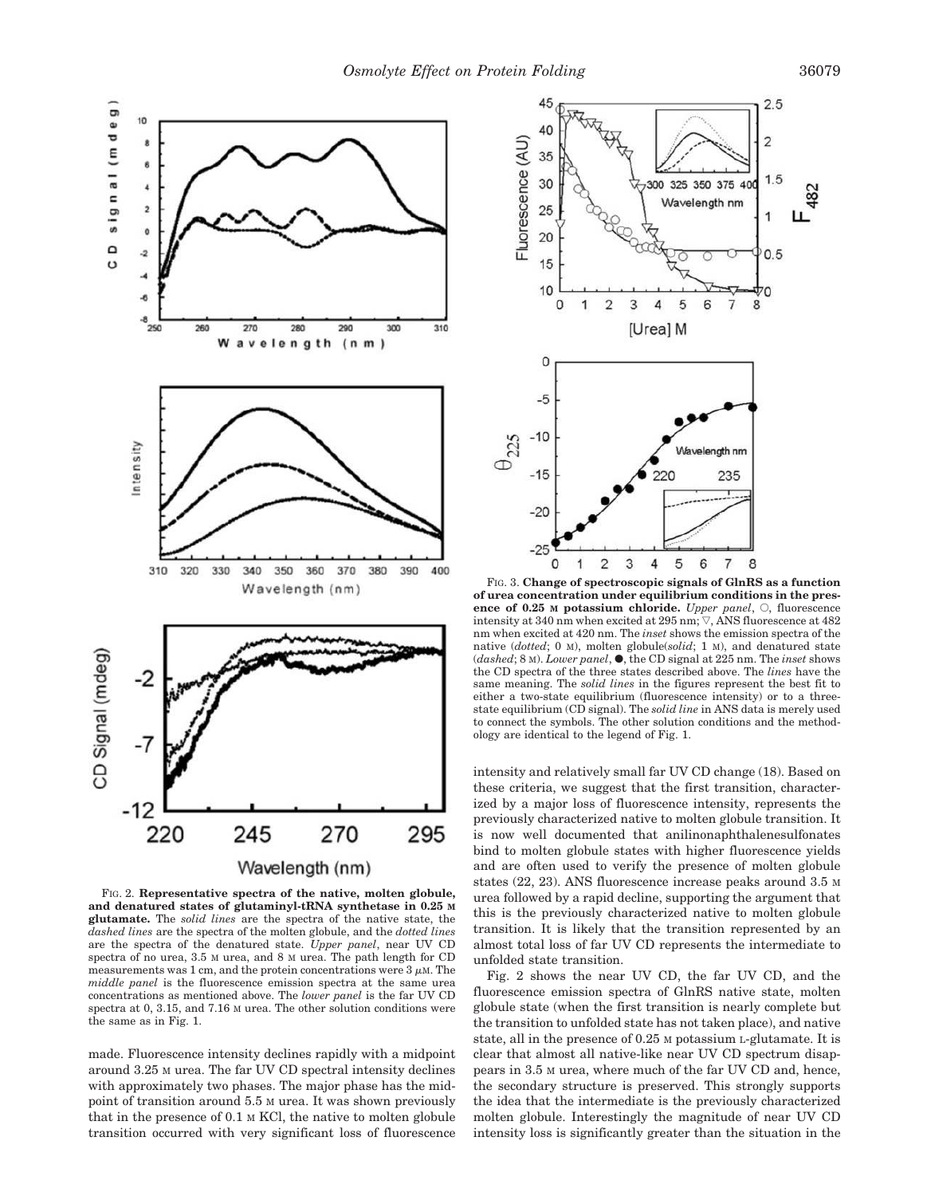FIG. 2. **Representative spectra of the native, molten globule, and denatured states of glutaminyl-tRNA synthetase in 0.25 M glutamate.** The *solid lines* are the spectra of the native state, the *dashed lines* are the spectra of the molten globule, and the *dotted lines* are the spectra of the denatured state. *Upper panel*, near UV CD spectra of no urea, 3.5 M urea, and 8 M urea. The path length for CD measurements was 1 cm, and the protein concentrations were 3 μM. The *middle panel* is the fluorescence emission spectra at the same urea concentrations as mentioned above. The *lower panel* is the far UV CD spectra at 0, 3.15, and 7.16 M urea. The other solution conditions were the same as in Fig. 1.

FIG. 3. **Change of spectroscopic signals of GlnRS as a function of urea concentration under equilibrium conditions in the presence of 0.25 M potassium chloride.** *Upper panel*, ○, fluorescence intensity at 340 nm when excited at 295 nm; ▽, ANS fluorescence at 482 nm when excited at 420 nm. The *inset* shows the emission spectra of the native (*dotted*; 0 M), molten globule(*solid*; 1 M), and denatured state (*dashed*; 8 M). *Lower panel*, ●, the CD signal at 225 nm. The *inset* shows the CD spectra of the three states described above. The *lines* have the same meaning. The *solid lines* in the figures represent the best fit to either a two-state equilibrium (fluorescence intensity) or to a three-state equilibrium (CD signal). The *solid line* in ANS data is merely used to connect the symbols. The other solution conditions and the methodology are identical to the legend of Fig. 1.

made. Fluorescence intensity declines rapidly with a midpoint around 3.25 M urea. The far UV CD spectral intensity declines with approximately two phases. The major phase has the midpoint of transition around 5.5 M urea. It was shown previously that in the presence of 0.1 M KCl, the native to molten globule transition occurred with very significant loss of fluorescence intensity and relatively small far UV CD change (18). Based on these criteria, we suggest that the first transition, characterized by a major loss of fluorescence intensity, represents the previously characterized native to molten globule transition. It is now well documented that anilinonaphthalenesulfonates bind to molten globule states with higher fluorescence yields and are often used to verify the presence of molten globule states (22, 23). ANS fluorescence increase peaks around 3.5 M urea followed by a rapid decline, supporting the argument that this is the previously characterized native to molten globule transition. It is likely that the transition represented by an almost total loss of far UV CD represents the intermediate to unfolded state transition.

Fig. 2 shows the near UV CD, the far UV CD, and the fluorescence emission spectra of GlnRS native state, molten globule state (when the first transition is nearly complete but the transition to unfolded state has not taken place), and native state, all in the presence of 0.25 M potassium L-glutamate. It is clear that almost all native-like near UV CD spectrum disappears in 3.5 M urea, where much of the far UV CD and, hence, the secondary structure is preserved. This strongly supports the idea that the intermediate is the previously characterized molten globule. Interestingly the magnitude of near UV CD intensity loss is significantly greater than the situation in the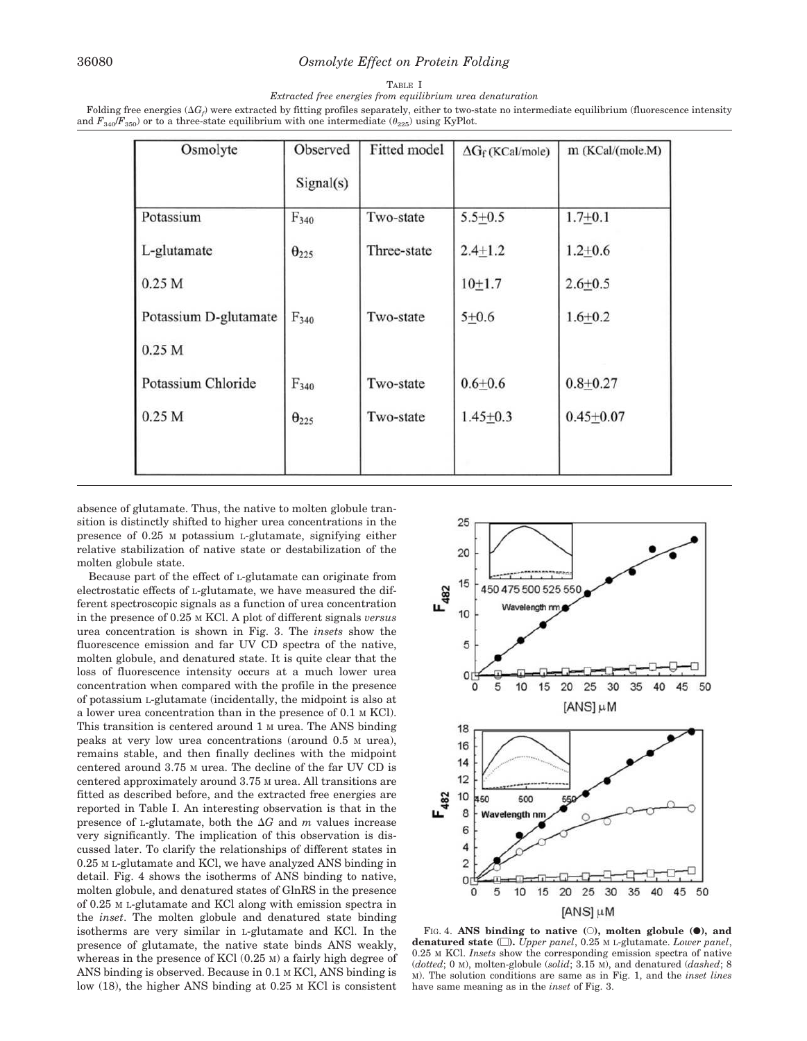TABLE I

*Extracted free energies from equilibrium urea denaturation*

Folding free energies ($\Delta G_f$) were extracted by fitting profiles separately, either to two-state no intermediate equilibrium (fluorescence intensity and $F_{340}/F_{350}$) or to a three-state equilibrium with one intermediate ($\theta_{225}$) using KyPlot.

| Osmolyte | Observed Signal(s) | Fitted model | $\Delta G_f$ (KCal/mole) | m (KCal/(mole.M) |
|---|---|---|---|---|
| Potassium L-glutamate 0.25 M | $F_{340}$ | Two-state | 5.5±0.5 | 1.7±0.1 |
| | $\theta_{225}$ | Three-state | 2.4±1.2 | 1.2±0.6 |
| | | | 10±1.7 | 2.6±0.5 |
| Potassium D-glutamate 0.25 M | $F_{340}$ | Two-state | 5±0.6 | 1.6±0.2 |
| Potassium Chloride 0.25 M | $F_{340}$ | Two-state | 0.6±0.6 | 0.8±0.27 |
| | $\theta_{225}$ | Two-state | 1.45±0.3 | 0.45±0.07 |

absence of glutamate. Thus, the native to molten globule transition is distinctly shifted to higher urea concentrations in the presence of 0.25 M potassium L-glutamate, signifying either relative stabilization of native state or destabilization of the molten globule state.

Because part of the effect of L-glutamate can originate from electrostatic effects of L-glutamate, we have measured the different spectroscopic signals as a function of urea concentration in the presence of 0.25 M KCl. A plot of different signals *versus* urea concentration is shown in Fig. 3. The *insets* show the fluorescence emission and far UV CD spectra of the native, molten globule, and denatured state. It is quite clear that the loss of fluorescence intensity occurs at a much lower urea concentration when compared with the profile in the presence of potassium L-glutamate (incidentally, the midpoint is also at a lower urea concentration than in the presence of 0.1 M KCl). This transition is centered around 1 M urea. The ANS binding peaks at very low urea concentrations (around 0.5 M urea), remains stable, and then finally declines with the midpoint centered around 3.75 M urea. The decline of the far UV CD is centered approximately around 3.75 M urea. All transitions are fitted as described before, and the extracted free energies are reported in Table I. An interesting observation is that in the presence of L-glutamate, both the $\Delta G$ and $m$ values increase very significantly. The implication of this observation is discussed later. To clarify the relationships of different states in 0.25 M L-glutamate and KCl, we have analyzed ANS binding in detail. Fig. 4 shows the isotherms of ANS binding to native, molten globule, and denatured states of GlnRS in the presence of 0.25 M L-glutamate and KCl along with emission spectra in the *inset*. The molten globule and denatured state binding isotherms are very similar in L-glutamate and KCl. In the presence of glutamate, the native state binds ANS weakly, whereas in the presence of KCl (0.25 M) a fairly high degree of ANS binding is observed. Because in 0.1 M KCl, ANS binding is low (18), the higher ANS binding at 0.25 M KCl is consistent

25
20
15
10
5
0
$F_{482}$
450 475 500 525 550
Wavelength nm
0 5 10 15 20 25 30 35 40 45 50
[ANS] μM

18
16
14
12
10
8
6
4
2
0
$F_{482}$
450 500 550
Wavelength nm
0 5 10 15 20 25 30 35 40 45 50
[ANS] μM

FIG. 4. **ANS binding to native (○), molten globule (●), and denatured state (□).** *Upper panel*, 0.25 M L-glutamate. *Lower panel*, 0.25 M KCl. *Insets* show the corresponding emission spectra of native (*dotted*; 0 M), molten-globule (*solid*; 3.15 M), and denatured (*dashed*; 8 M). The solution conditions are same as in Fig. 1, and the *inset lines* have same meaning as in the *inset* of Fig. 3.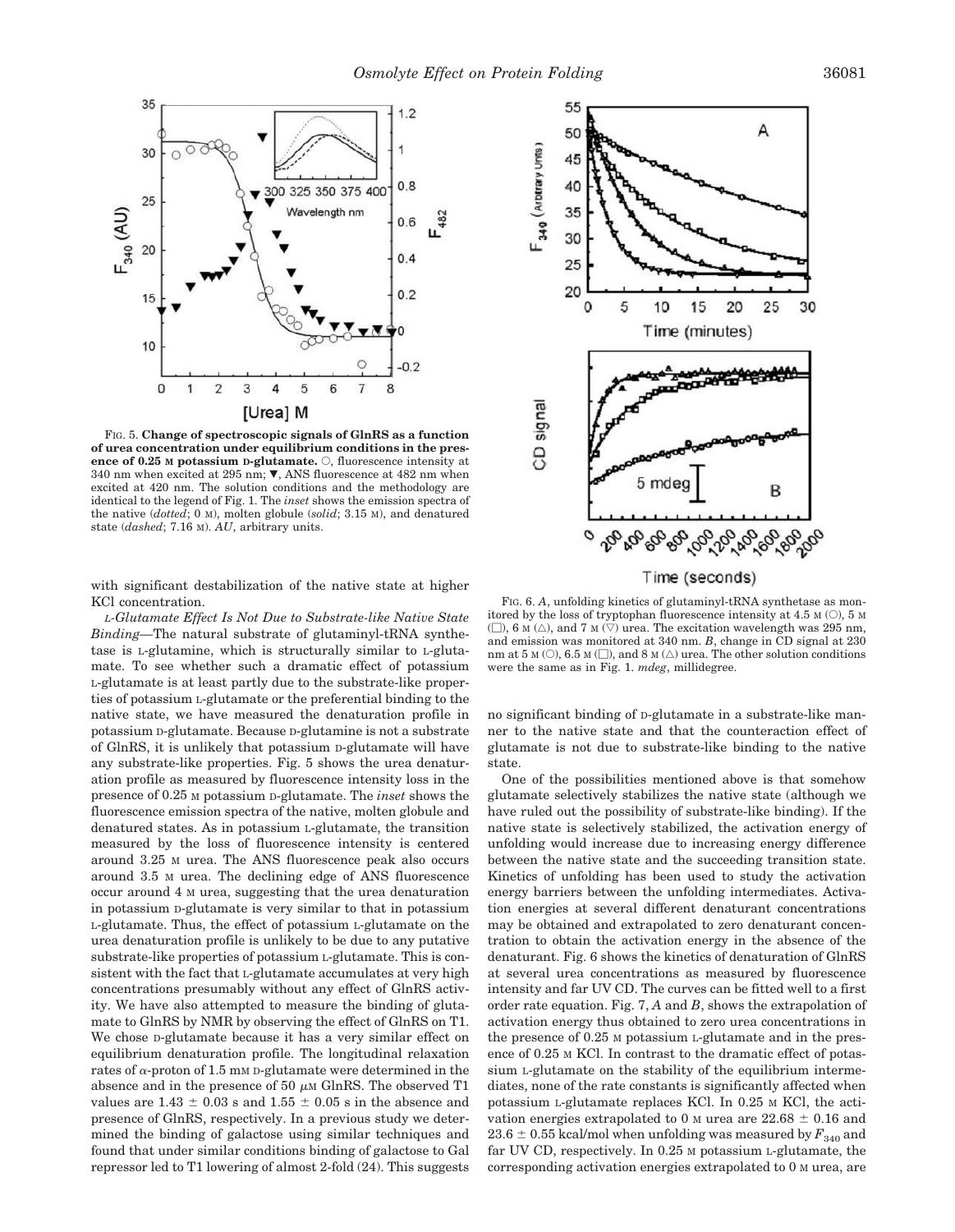35
30
25
20
15
10
$F_{340}$ (AU)
0 1 2 3 4 5 6 7 8
[Urea] M
1.2
1
0.8
0.6
0.4
0.2
0
-0.2
$F_{482}$
300 325 350 375 400
Wavelength nm

FIG. 5. **Change of spectroscopic signals of GlnRS as a function of urea concentration under equilibrium conditions in the presence of 0.25 M potassium D-glutamate.** ○, fluorescence intensity at 340 nm when excited at 295 nm; ▼, ANS fluorescence at 482 nm when excited at 420 nm. The solution conditions and the methodology are identical to the legend of Fig. 1. The *inset* shows the emission spectra of the native (*dotted*; 0 M), molten globule (*solid*; 3.15 M), and denatured state (*dashed*; 7.16 M). *AU*, arbitrary units.

55
50
45
40
35
30
25
20
$F_{340}$ (Arbitrary Units)
A
0 5 10 15 20 25 30
Time (minutes)

CD signal
5 mdeg
B
0 200 400 600 800 1000 1200 1400 1600 1800 2000
Time (seconds)

FIG. 6. *A*, unfolding kinetics of glutaminyl-tRNA synthetase as monitored by the loss of tryptophan fluorescence intensity at 4.5 M (○), 5 M (□), 6 M (△), and 7 M (▽) urea. The excitation wavelength was 295 nm, and emission was monitored at 340 nm. *B*, change in CD signal at 230 nm at 5 M (○), 6.5 M (□), and 8 M (△) urea. The other solution conditions were the same as in Fig. 1. *mdeg*, millidegree.

with significant destabilization of the native state at higher KCl concentration.

*L-Glutamate Effect Is Not Due to Substrate-like Native State Binding*—The natural substrate of glutaminyl-tRNA synthetase is L-glutamine, which is structurally similar to L-glutamate. To see whether such a dramatic effect of potassium L-glutamate is at least partly due to the substrate-like properties of potassium L-glutamate or the preferential binding to the native state, we have measured the denaturation profile in potassium D-glutamate. Because D-glutamine is not a substrate of GlnRS, it is unlikely that potassium D-glutamate will have any substrate-like properties. Fig. 5 shows the urea denaturation profile as measured by fluorescence intensity loss in the presence of 0.25 M potassium D-glutamate. The *inset* shows the fluorescence emission spectra of the native, molten globule and denatured states. As in potassium L-glutamate, the transition measured by the loss of fluorescence intensity is centered around 3.25 M urea. The ANS fluorescence peak also occurs around 3.5 M urea. The declining edge of ANS fluorescence occur around 4 M urea, suggesting that the urea denaturation in potassium D-glutamate is very similar to that in potassium L-glutamate. Thus, the effect of potassium L-glutamate on the urea denaturation profile is unlikely to be due to any putative substrate-like properties of potassium L-glutamate. This is consistent with the fact that L-glutamate accumulates at very high concentrations presumably without any effect of GlnRS activity. We have also attempted to measure the binding of glutamate to GlnRS by NMR by observing the effect of GlnRS on T1. We chose D-glutamate because it has a very similar effect on equilibrium denaturation profile. The longitudinal relaxation rates of α-proton of 1.5 mM D-glutamate were determined in the absence and in the presence of 50 μM GlnRS. The observed T1 values are 1.43 ± 0.03 s and 1.55 ± 0.05 s in the absence and presence of GlnRS, respectively. In a previous study we determined the binding of galactose using similar techniques and found that under similar conditions binding of galactose to Gal repressor led to T1 lowering of almost 2-fold (24). This suggests no significant binding of D-glutamate in a substrate-like manner to the native state and that the counteraction effect of glutamate is not due to substrate-like binding to the native state.

One of the possibilities mentioned above is that somehow glutamate selectively stabilizes the native state (although we have ruled out the possibility of substrate-like binding). If the native state is selectively stabilized, the activation energy of unfolding would increase due to increasing energy difference between the native state and the succeeding transition state. Kinetics of unfolding has been used to study the activation energy barriers between the unfolding intermediates. Activation energies at several different denaturant concentrations may be obtained and extrapolated to zero denaturant concentration to obtain the activation energy in the absence of the denaturant. Fig. 6 shows the kinetics of denaturation of GlnRS at several urea concentrations as measured by fluorescence intensity and far UV CD. The curves can be fitted well to a first order rate equation. Fig. 7, *A* and *B*, shows the extrapolation of activation energy thus obtained to zero urea concentrations in the presence of 0.25 M potassium L-glutamate and in the presence of 0.25 M KCl. In contrast to the dramatic effect of potassium L-glutamate on the stability of the equilibrium intermediates, none of the rate constants is significantly affected when potassium L-glutamate replaces KCl. In 0.25 M KCl, the activation energies extrapolated to 0 M urea are 22.68 ± 0.16 and 23.6 ± 0.55 kcal/mol when unfolding was measured by $F_{340}$ and far UV CD, respectively. In 0.25 M potassium L-glutamate, the corresponding activation energies extrapolated to 0 M urea, are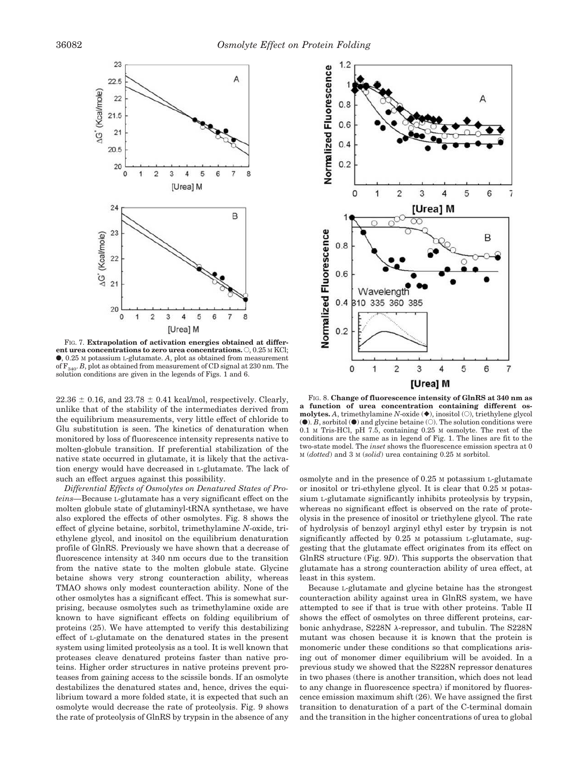A

ΔG* (Kcal/mole)

23
22.5
22
21.5
21
20.5
20

0 1 2 3 4 5 6 7 8

[Urea] M

B

ΔG* (Kcal/mole)

24
23
22
21
20

0 1 2 3 4 5 6 7 8

[Urea] M

FIG. 7. **Extrapolation of activation energies obtained at different urea concentrations to zero urea concentrations.** ○, 0.25 M KCl; ●, 0.25 M potassium L-glutamate. *A*, plot as obtained from measurement of $F_{340}$. *B*, plot as obtained from measurement of CD signal at 230 nm. The solution conditions are given in the legends of Figs. 1 and 6.

A

Normalized Fluorescence

1.2
1
0.8
0.6
0.4
0.2

0 1 2 3 4 5 6 7

[Urea] M

B

Normalized Fluorescence

1
0.8
0.6
0.4
0.2

Wavelength
310 335 360 385

0 1 2 3 4 5 6 7

[Urea] M

FIG. 8. **Change of fluorescence intensity of GlnRS at 340 nm as a function of urea concentration containing different osmolytes.** *A*, trimethylamine *N*-oxide (◆), inositol (○), triethylene glycol (●). *B*, sorbitol (●) and glycine betaine (○). The solution conditions were 0.1 M Tris-HCl, pH 7.5, containing 0.25 M osmolyte. The rest of the conditions are the same as in legend of Fig. 1. The lines are fit to the two-state model. The *inset* shows the fluorescence emission spectra at 0 M (*dotted*) and 3 M (*solid*) urea containing 0.25 M sorbitol.

22.36 ± 0.16, and 23.78 ± 0.41 kcal/mol, respectively. Clearly, unlike that of the stability of the intermediates derived from the equilibrium measurements, very little effect of chloride to Glu substitution is seen. The kinetics of denaturation when monitored by loss of fluorescence intensity represents native to molten-globule transition. If preferential stabilization of the native state occurred in glutamate, it is likely that the activation energy would have decreased in L-glutamate. The lack of such an effect argues against this possibility.

*Differential Effects of Osmolytes on Denatured States of Proteins*—Because L-glutamate has a very significant effect on the molten globule state of glutaminyl-tRNA synthetase, we have also explored the effects of other osmolytes. Fig. 8 shows the effect of glycine betaine, sorbitol, trimethylamine *N*-oxide, triethylene glycol, and inositol on the equilibrium denaturation profile of GlnRS. Previously we have shown that a decrease of fluorescence intensity at 340 nm occurs due to the transition from the native state to the molten globule state. Glycine betaine shows very strong counteraction ability, whereas TMAO shows only modest counteraction ability. None of the other osmolytes has a significant effect. This is somewhat surprising, because osmolytes such as trimethylamine oxide are known to have significant effects on folding equilibrium of proteins (25). We have attempted to verify this destabilizing effect of L-glutamate on the denatured states in the present system using limited proteolysis as a tool. It is well known that proteases cleave denatured proteins faster than native proteins. Higher order structures in native proteins prevent proteases from gaining access to the scissile bonds. If an osmolyte destabilizes the denatured states and, hence, drives the equilibrium toward a more folded state, it is expected that such an osmolyte would decrease the rate of proteolysis. Fig. 9 shows the rate of proteolysis of GlnRS by trypsin in the absence of any osmolyte and in the presence of 0.25 M potassium L-glutamate or inositol or tri-ethylene glycol. It is clear that 0.25 M potassium L-glutamate significantly inhibits proteolysis by trypsin, whereas no significant effect is observed on the rate of proteolysis in the presence of inositol or triethylene glycol. The rate of hydrolysis of benzoyl arginyl ethyl ester by trypsin is not significantly affected by 0.25 M potassium L-glutamate, suggesting that the glutamate effect originates from its effect on GlnRS structure (Fig. 9*D*). This supports the observation that glutamate has a strong counteraction ability of urea effect, at least in this system.

Because L-glutamate and glycine betaine has the strongest counteraction ability against urea in GlnRS system, we have attempted to see if that is true with other proteins. Table II shows the effect of osmolytes on three different proteins, carbonic anhydrase, S228N λ-repressor, and tubulin. The S228N mutant was chosen because it is known that the protein is monomeric under these conditions so that complications arising out of monomer dimer equilibrium will be avoided. In a previous study we showed that the S228N repressor denatures in two phases (there is another transition, which does not lead to any change in fluorescence spectra) if monitored by fluorescence emission maximum shift (26). We have assigned the first transition to denaturation of a part of the C-terminal domain and the transition in the higher concentrations of urea to global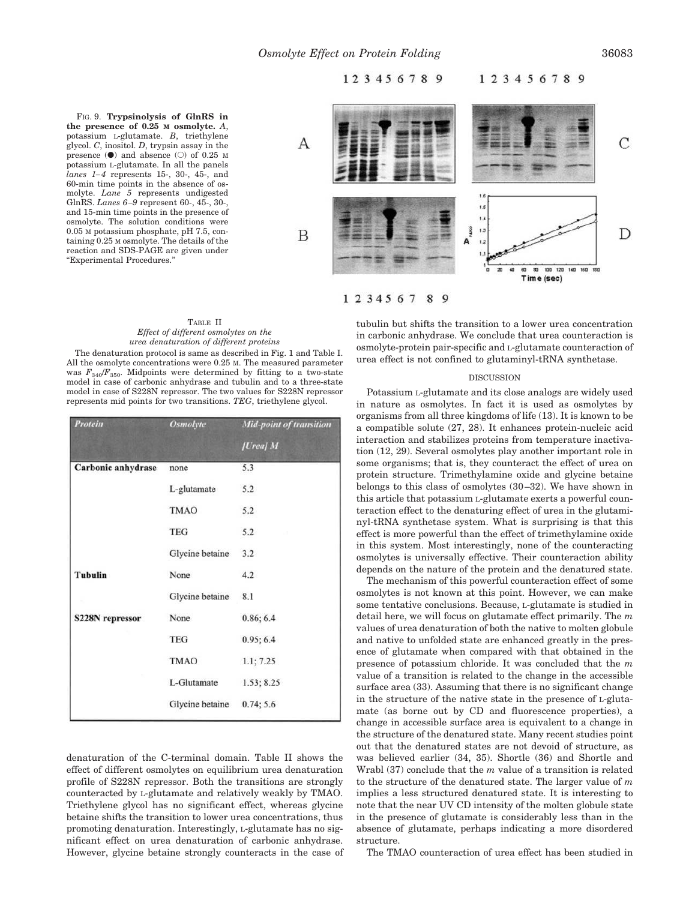FIG. 9. **Trypsinolysis of GlnRS in the presence of 0.25 M osmolyte.** *A*, potassium L-glutamate. *B*, triethylene glycol. *C*, inositol. *D*, trypsin assay in the presence (●) and absence (○) of 0.25 M potassium L-glutamate. In all the panels *lanes 1–4* represents 15-, 30-, 45-, and 60-min time points in the absence of osmolyte. *Lane 5* represents undigested GlnRS. *Lanes 6–9* represent 60-, 45-, 30-, and 15-min time points in the presence of osmolyte. The solution conditions were 0.05 M potassium phosphate, pH 7.5, containing 0.25 M osmolyte. The details of the reaction and SDS-PAGE are given under "Experimental Procedures."

TABLE II
*Effect of different osmolytes on the urea denaturation of different proteins*

The denaturation protocol is same as described in Fig. 1 and Table I. All the osmolyte concentrations were 0.25 M. The measured parameter was $F_{340}/F_{350}$. Midpoints were determined by fitting to a two-state model in case of carbonic anhydrase and tubulin and to a three-state model in case of S228N repressor. The two values for S228N repressor represents mid points for two transitions. *TEG*, triethylene glycol.

| Protein | Osmolyte | Mid-point of transition [Urea] M |
|---|---|---|
| **Carbonic anhydrase** | none | 5.3 |
| | L-glutamate | 5.2 |
| | TMAO | 5.2 |
| | TEG | 5.2 |
| | Glycine betaine | 3.2 |
| **Tubulin** | None | 4.2 |
| | Glycine betaine | 8.1 |
| **S228N repressor** | None | 0.86; 6.4 |
| | TEG | 0.95; 6.4 |
| | TMAO | 1.1; 7.25 |
| | L-Glutamate | 1.53; 8.25 |
| | Glycine betaine | 0.74; 5.6 |

denaturation of the C-terminal domain. Table II shows the effect of different osmolytes on equilibrium urea denaturation profile of S228N repressor. Both the transitions are strongly counteracted by L-glutamate and relatively weakly by TMAO. Triethylene glycol has no significant effect, whereas glycine betaine shifts the transition to lower urea concentrations, thus promoting denaturation. Interestingly, L-glutamate has no significant effect on urea denaturation of carbonic anhydrase. However, glycine betaine strongly counteracts in the case of tubulin but shifts the transition to a lower urea concentration in carbonic anhydrase. We conclude that urea counteraction is osmolyte-protein pair-specific and L-glutamate counteraction of urea effect is not confined to glutaminyl-tRNA synthetase.

## DISCUSSION

Potassium L-glutamate and its close analogs are widely used in nature as osmolytes. In fact it is used as osmolytes by organisms from all three kingdoms of life (13). It is known to be a compatible solute (27, 28). It enhances protein-nucleic acid interaction and stabilizes proteins from temperature inactivation (12, 29). Several osmolytes play another important role in some organisms; that is, they counteract the effect of urea on protein structure. Trimethylamine oxide and glycine betaine belongs to this class of osmolytes (30–32). We have shown in this article that potassium L-glutamate exerts a powerful counteraction effect to the denaturing effect of urea in the glutaminyl-tRNA synthetase system. What is surprising is that this effect is more powerful than the effect of trimethylamine oxide in this system. Most interestingly, none of the counteracting osmolytes is universally effective. Their counteraction ability depends on the nature of the protein and the denatured state.

The mechanism of this powerful counteraction effect of some osmolytes is not known at this point. However, we can make some tentative conclusions. Because, L-glutamate is studied in detail here, we will focus on glutamate effect primarily. The $m$ values of urea denaturation of both the native to molten globule and native to unfolded state are enhanced greatly in the presence of glutamate when compared with that obtained in the presence of potassium chloride. It was concluded that the $m$ value of a transition is related to the change in the accessible surface area (33). Assuming that there is no significant change in the structure of the native state in the presence of L-glutamate (as borne out by CD and fluorescence properties), a change in accessible surface area is equivalent to a change in the structure of the denatured state. Many recent studies point out that the denatured states are not devoid of structure, as was believed earlier (34, 35). Shortle (36) and Shortle and Wrabl (37) conclude that the $m$ value of a transition is related to the structure of the denatured state. The larger value of $m$ implies a less structured denatured state. It is interesting to note that the near UV CD intensity of the molten globule state in the presence of glutamate is considerably less than in the absence of glutamate, perhaps indicating a more disordered structure.

The TMAO counteraction of urea effect has been studied in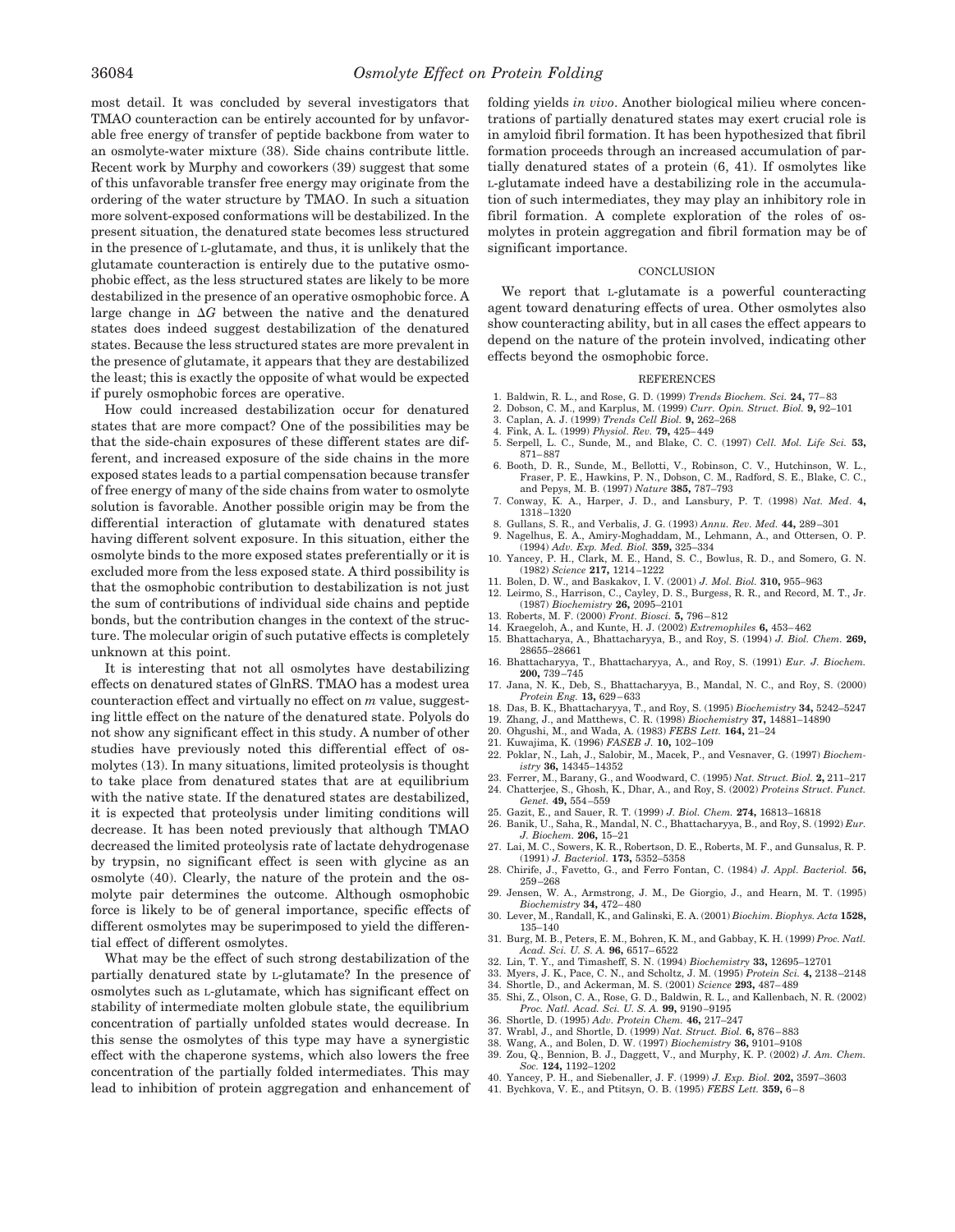most detail. It was concluded by several investigators that TMAO counteraction can be entirely accounted for by unfavorable free energy of transfer of peptide backbone from water to an osmolyte-water mixture (38). Side chains contribute little. Recent work by Murphy and coworkers (39) suggest that some of this unfavorable transfer free energy may originate from the ordering of the water structure by TMAO. In such a situation more solvent-exposed conformations will be destabilized. In the present situation, the denatured state becomes less structured in the presence of L-glutamate, and thus, it is unlikely that the glutamate counteraction is entirely due to the putative osmophobic effect, as the less structured states are likely to be more destabilized in the presence of an operative osmophobic force. A large change in $\Delta G$ between the native and the denatured states does indeed suggest destabilization of the denatured states. Because the less structured states are more prevalent in the presence of glutamate, it appears that they are destabilized the least; this is exactly the opposite of what would be expected if purely osmophobic forces are operative.

How could increased destabilization occur for denatured states that are more compact? One of the possibilities may be that the side-chain exposures of these different states are different, and increased exposure of the side chains in the more exposed states leads to a partial compensation because transfer of free energy of many of the side chains from water to osmolyte solution is favorable. Another possible origin may be from the differential interaction of glutamate with denatured states having different solvent exposure. In this situation, either the osmolyte binds to the more exposed states preferentially or it is excluded more from the less exposed state. A third possibility is that the osmophobic contribution to destabilization is not just the sum of contributions of individual side chains and peptide bonds, but the contribution changes in the context of the structure. The molecular origin of such putative effects is completely unknown at this point.

It is interesting that not all osmolytes have destabilizing effects on denatured states of GlnRS. TMAO has a modest urea counteraction effect and virtually no effect on $m$ value, suggesting little effect on the nature of the denatured state. Polyols do not show any significant effect in this study. A number of other studies have previously noted this differential effect of osmolytes (13). In many situations, limited proteolysis is thought to take place from denatured states that are at equilibrium with the native state. If the denatured states are destabilized, it is expected that proteolysis under limiting conditions will decrease. It has been noted previously that although TMAO decreased the limited proteolysis rate of lactate dehydrogenase by trypsin, no significant effect is seen with glycine as an osmolyte (40). Clearly, the nature of the protein and the osmolyte pair determines the outcome. Although osmophobic force is likely to be of general importance, specific effects of different osmolytes may be superimposed to yield the differential effect of different osmolytes.

What may be the effect of such strong destabilization of the partially denatured state by L-glutamate? In the presence of osmolytes such as L-glutamate, which has significant effect on stability of intermediate molten globule state, the equilibrium concentration of partially unfolded states would decrease. In this sense the osmolytes of this type may have a synergistic effect with the chaperone systems, which also lowers the free concentration of the partially folded intermediates. This may lead to inhibition of protein aggregation and enhancement of folding yields *in vivo*. Another biological milieu where concentrations of partially denatured states may exert crucial role is in amyloid fibril formation. It has been hypothesized that fibril formation proceeds through an increased accumulation of partially denatured states of a protein (6, 41). If osmolytes like L-glutamate indeed have a destabilizing role in the accumulation of such intermediates, they may play an inhibitory role in fibril formation. A complete exploration of the roles of osmolytes in protein aggregation and fibril formation may be of significant importance.

## CONCLUSION

We report that L-glutamate is a powerful counteracting agent toward denaturing effects of urea. Other osmolytes also show counteracting ability, but in all cases the effect appears to depend on the nature of the protein involved, indicating other effects beyond the osmophobic force.

## REFERENCES

1. Baldwin, R. L., and Rose, G. D. (1999) *Trends Biochem. Sci.* **24,** 77–83
2. Dobson, C. M., and Karplus, M. (1999) *Curr. Opin. Struct. Biol.* **9,** 92–101
3. Caplan, A. J. (1999) *Trends Cell Biol.* **9,** 262–268
4. Fink, A. L. (1999) *Physiol. Rev.* **79,** 425–449
5. Serpell, L. C., Sunde, M., and Blake, C. C. (1997) *Cell. Mol. Life Sci.* **53,** 871–887
6. Booth, D. R., Sunde, M., Bellotti, V., Robinson, C. V., Hutchinson, W. L., Fraser, P. E., Hawkins, P. N., Dobson, C. M., Radford, S. E., Blake, C. C., and Pepys, M. B. (1997) *Nature* **385,** 787–793
7. Conway, K. A., Harper, J. D., and Lansbury, P. T. (1998) *Nat. Med.* **4,** 1318–1320
8. Gullans, S. R., and Verbalis, J. G. (1993) *Annu. Rev. Med.* **44,** 289–301
9. Nagelhus, E. A., Amiry-Moghaddam, M., Lehmann, A., and Ottersen, O. P. (1994) *Adv. Exp. Med. Biol.* **359,** 325–334
10. Yancey, P. H., Clark, M. E., Hand, S. C., Bowlus, R. D., and Somero, G. N. (1982) *Science* **217,** 1214–1222
11. Bolen, D. W., and Baskakov, I. V. (2001) *J. Mol. Biol.* **310,** 955–963
12. Leirmo, S., Harrison, C., Cayley, D. S., Burgess, R. R., and Record, M. T., Jr. (1987) *Biochemistry* **26,** 2095–2101
13. Roberts, M. F. (2000) *Front. Biosci.* **5,** 796–812
14. Kraegeloh, A., and Kunte, H. J. (2002) *Extremophiles* **6,** 453–462
15. Bhattacharya, A., Bhattacharyya, B., and Roy, S. (1994) *J. Biol. Chem.* **269,** 28655–28661
16. Bhattacharyya, T., Bhattacharyya, A., and Roy, S. (1991) *Eur. J. Biochem.* **200,** 739–745
17. Jana, N. K., Deb, S., Bhattacharyya, B., Mandal, N. C., and Roy, S. (2000) *Protein Eng.* **13,** 629–633
18. Das, B. K., Bhattacharyya, T., and Roy, S. (1995) *Biochemistry* **34,** 5242–5247
19. Zhang, J., and Matthews, C. R. (1998) *Biochemistry* **37,** 14881–14890
20. Ohgushi, M., and Wada, A. (1983) *FEBS Lett.* **164,** 21–24
21. Kuwajima, K. (1996) *FASEB J.* **10,** 102–109
22. Poklar, N., Lah, J., Salobir, M., Macek, P., and Vesnaver, G. (1997) *Biochemistry* **36,** 14345–14352
23. Ferrer, M., Barany, G., and Woodward, C. (1995) *Nat. Struct. Biol.* **2,** 211–217
24. Chatterjee, S., Ghosh, K., Dhar, A., and Roy, S. (2002) *Proteins Struct. Funct. Genet.* **49,** 554–559
25. Gazit, E., and Sauer, R. T. (1999) *J. Biol. Chem.* **274,** 16813–16818
26. Banik, U., Saha, R., Mandal, N. C., Bhattacharyya, B., and Roy, S. (1992) *Eur. J. Biochem.* **206,** 15–21
27. Lai, M. C., Sowers, K. R., Robertson, D. E., Roberts, M. F., and Gunsalus, R. P. (1991) *J. Bacteriol.* **173,** 5352–5358
28. Chirife, J., Favetto, G., and Ferro Fontan, C. (1984) *J. Appl. Bacteriol.* **56,** 259–268
29. Jensen, W. A., Armstrong, J. M., De Giorgio, J., and Hearn, M. T. (1995) *Biochemistry* **34,** 472–480
30. Lever, M., Randall, K., and Galinski, E. A. (2001) *Biochim. Biophys. Acta* **1528,** 135–140
31. Burg, M. B., Peters, E. M., Bohren, K. M., and Gabbay, K. H. (1999) *Proc. Natl. Acad. Sci. U. S. A.* **96,** 6517–6522
32. Lin, T. Y., and Timasheff, S. N. (1994) *Biochemistry* **33,** 12695–12701
33. Myers, J. K., Pace, C. N., and Scholtz, J. M. (1995) *Protein Sci.* **4,** 2138–2148
34. Shortle, D., and Ackerman, M. S. (2001) *Science* **293,** 487–489
35. Shi, Z., Olson, C. A., Rose, G. D., Baldwin, R. L., and Kallenbach, N. R. (2002) *Proc. Natl. Acad. Sci. U. S. A.* **99,** 9190–9195
36. Shortle, D. (1995) *Adv. Protein Chem.* **46,** 217–247
37. Wrabl, J., and Shortle, D. (1999) *Nat. Struct. Biol.* **6,** 876–883
38. Wang, A., and Bolen, D. W. (1997) *Biochemistry* **36,** 9101–9108
39. Zou, Q., Bennion, B. J., Daggett, V., and Murphy, K. P. (2002) *J. Am. Chem. Soc.* **124,** 1192–1202
40. Yancey, P. H., and Siebenaller, J. F. (1999) *J. Exp. Biol.* **202,** 3597–3603
41. Bychkova, V. E., and Ptitsyn, O. B. (1995) *FEBS Lett.* **359,** 6–8